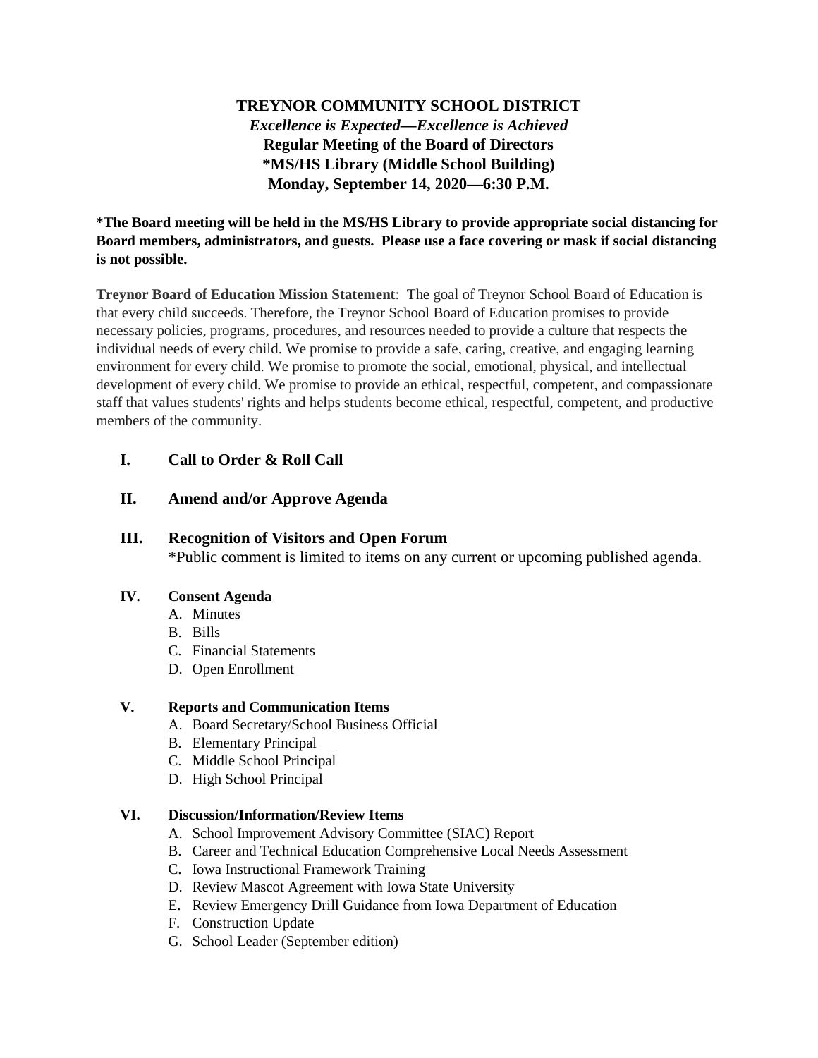# TREYNOR COMMUNITY SCHOOL DISTRICT

***Excellence is Expected—Excellence is Achieved***

**Regular Meeting of the Board of Directors**

**\*MS/HS Library (Middle School Building)**

**Monday, September 14, 2020—6:30 P.M.**

**\*The Board meeting will be held in the MS/HS Library to provide appropriate social distancing for Board members, administrators, and guests. Please use a face covering or mask if social distancing is not possible.**

**Treynor Board of Education Mission Statement**: The goal of Treynor School Board of Education is that every child succeeds. Therefore, the Treynor School Board of Education promises to provide necessary policies, programs, procedures, and resources needed to provide a culture that respects the individual needs of every child. We promise to provide a safe, caring, creative, and engaging learning environment for every child. We promise to promote the social, emotional, physical, and intellectual development of every child. We promise to provide an ethical, respectful, competent, and compassionate staff that values students' rights and helps students become ethical, respectful, competent, and productive members of the community.

## I. Call to Order & Roll Call

## II. Amend and/or Approve Agenda

## III. Recognition of Visitors and Open Forum

\*Public comment is limited to items on any current or upcoming published agenda.

### IV. Consent Agenda

A. Minutes
B. Bills
C. Financial Statements
D. Open Enrollment

### V. Reports and Communication Items

A. Board Secretary/School Business Official
B. Elementary Principal
C. Middle School Principal
D. High School Principal

### VI. Discussion/Information/Review Items

A. School Improvement Advisory Committee (SIAC) Report
B. Career and Technical Education Comprehensive Local Needs Assessment
C. Iowa Instructional Framework Training
D. Review Mascot Agreement with Iowa State University
E. Review Emergency Drill Guidance from Iowa Department of Education
F. Construction Update
G. School Leader (September edition)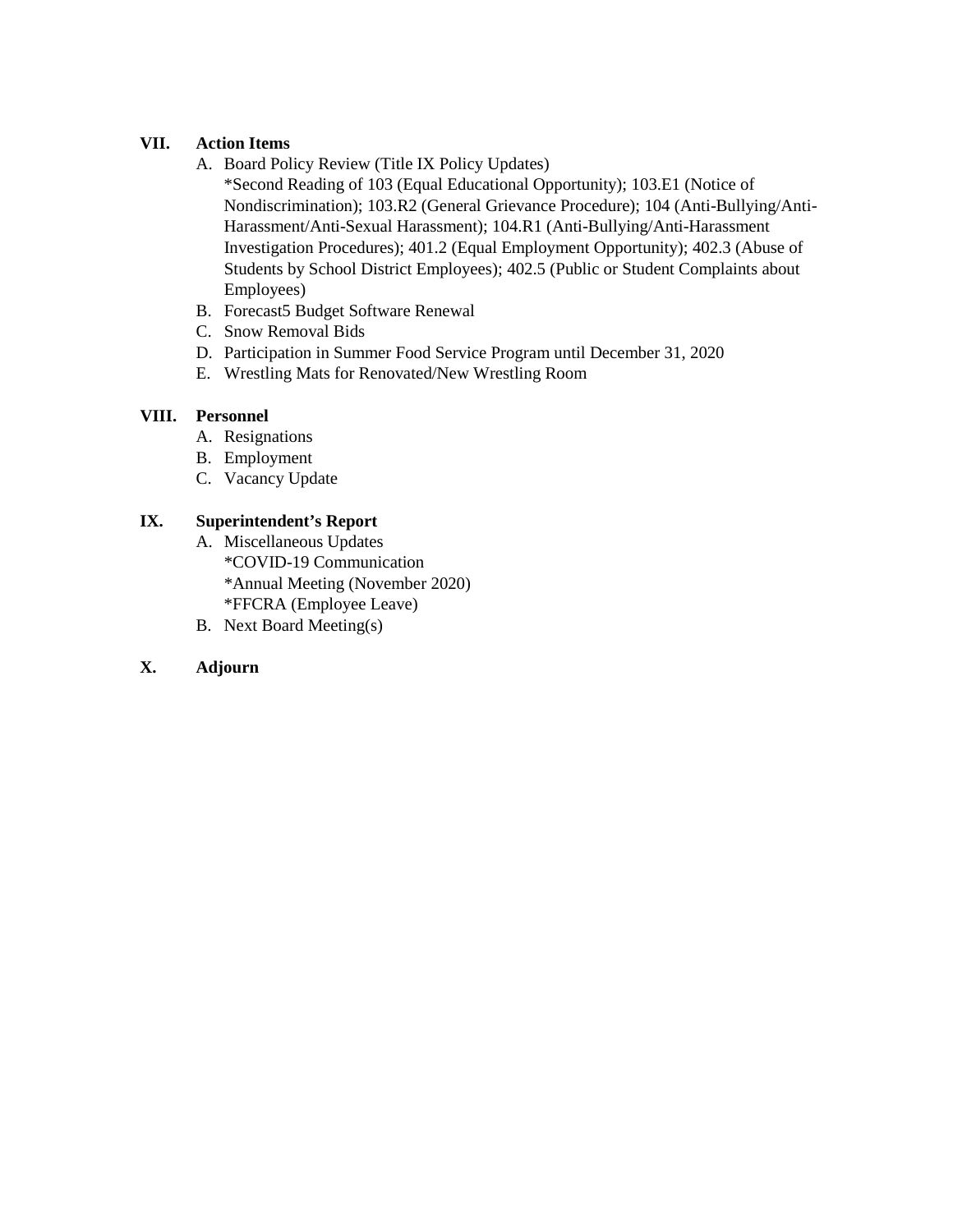**VII. Action Items**

A. Board Policy Review (Title IX Policy Updates)
   *Second Reading of 103 (Equal Educational Opportunity); 103.E1 (Notice of Nondiscrimination); 103.R2 (General Grievance Procedure); 104 (Anti-Bullying/Anti-Harassment/Anti-Sexual Harassment); 104.R1 (Anti-Bullying/Anti-Harassment Investigation Procedures); 401.2 (Equal Employment Opportunity); 402.3 (Abuse of Students by School District Employees); 402.5 (Public or Student Complaints about Employees)

B. Forecast5 Budget Software Renewal

C. Snow Removal Bids

D. Participation in Summer Food Service Program until December 31, 2020

E. Wrestling Mats for Renovated/New Wrestling Room

**VIII. Personnel**

A. Resignations

B. Employment

C. Vacancy Update

**IX. Superintendent's Report**

A. Miscellaneous Updates
   *COVID-19 Communication
   *Annual Meeting (November 2020)
   *FFCRA (Employee Leave)

B. Next Board Meeting(s)

**X. Adjourn**